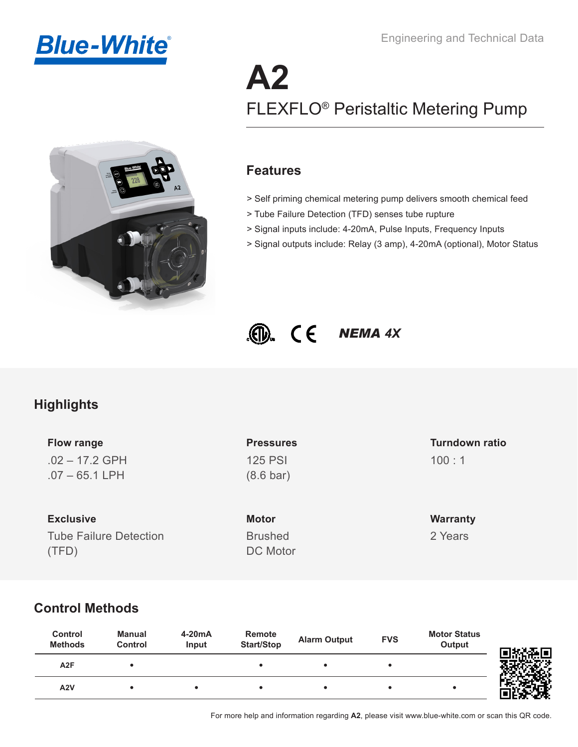Blue-White®

Engineering and Technical Data

# A2

## FLEXFLO® Peristaltic Metering Pump

### Features

> Self priming chemical metering pump delivers smooth chemical feed
> Tube Failure Detection (TFD) senses tube rupture
> Signal inputs include: 4-20mA, Pulse Inputs, Frequency Inputs
> Signal outputs include: Relay (3 amp), 4-20mA (optional), Motor Status

*NEMA 4X*

## Highlights

**Flow range**
.02 – 17.2 GPH
.07 – 65.1 LPH

**Pressures**
125 PSI
(8.6 bar)

**Turndown ratio**
100 : 1

**Exclusive**
Tube Failure Detection (TFD)

**Motor**
Brushed DC Motor

**Warranty**
2 Years

## Control Methods

| Control Methods | Manual Control | 4-20mA Input | Remote Start/Stop | Alarm Output | FVS | Motor Status Output |
|---|---|---|---|---|---|---|
| A2F | • | | • | • | • | |
| A2V | • | • | • | • | • | • |

For more help and information regarding **A2**, please visit www.blue-white.com or scan this QR code.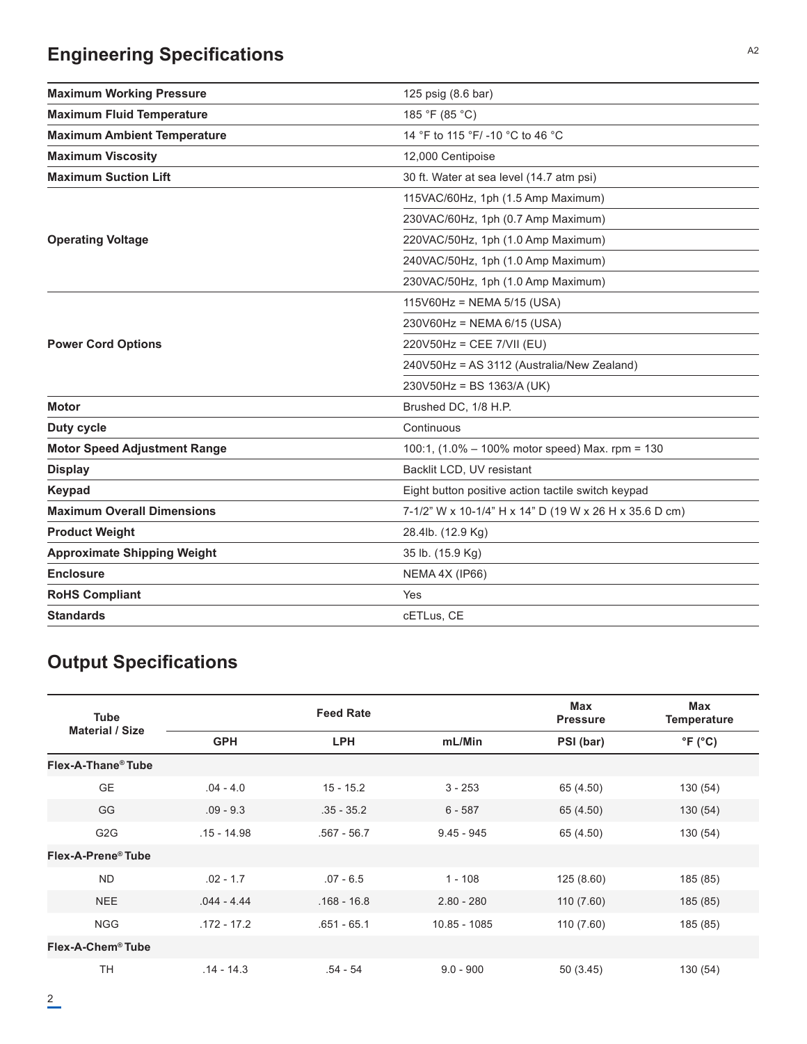## Engineering Specifications

| | |
|---|---|
| **Maximum Working Pressure** | 125 psig (8.6 bar) |
| **Maximum Fluid Temperature** | 185 °F (85 °C) |
| **Maximum Ambient Temperature** | 14 °F to 115 °F/ -10 °C to 46 °C |
| **Maximum Viscosity** | 12,000 Centipoise |
| **Maximum Suction Lift** | 30 ft. Water at sea level (14.7 atm psi) |
| **Operating Voltage** | 115VAC/60Hz, 1ph (1.5 Amp Maximum) |
| | 230VAC/60Hz, 1ph (0.7 Amp Maximum) |
| | 220VAC/50Hz, 1ph (1.0 Amp Maximum) |
| | 240VAC/50Hz, 1ph (1.0 Amp Maximum) |
| | 230VAC/50Hz, 1ph (1.0 Amp Maximum) |
| **Power Cord Options** | 115V60Hz = NEMA 5/15 (USA) |
| | 230V60Hz = NEMA 6/15 (USA) |
| | 220V50Hz = CEE 7/VII (EU) |
| | 240V50Hz = AS 3112 (Australia/New Zealand) |
| | 230V50Hz = BS 1363/A (UK) |
| **Motor** | Brushed DC, 1/8 H.P. |
| **Duty cycle** | Continuous |
| **Motor Speed Adjustment Range** | 100:1, (1.0% – 100% motor speed) Max. rpm = 130 |
| **Display** | Backlit LCD, UV resistant |
| **Keypad** | Eight button positive action tactile switch keypad |
| **Maximum Overall Dimensions** | 7-1/2" W x 10-1/4" H x 14" D (19 W x 26 H x 35.6 D cm) |
| **Product Weight** | 28.4lb. (12.9 Kg) |
| **Approximate Shipping Weight** | 35 lb. (15.9 Kg) |
| **Enclosure** | NEMA 4X (IP66) |
| **RoHS Compliant** | Yes |
| **Standards** | cETLus, CE |

## Output Specifications

| Tube Material / Size | Feed Rate | | | Max Pressure | Max Temperature |
|---|---|---|---|---|---|
| | GPH | LPH | mL/Min | PSI (bar) | °F (°C) |
| **Flex-A-Thane® Tube** | | | | | |
| GE | .04 - 4.0 | 15 - 15.2 | 3 - 253 | 65 (4.50) | 130 (54) |
| GG | .09 - 9.3 | .35 - 35.2 | 6 - 587 | 65 (4.50) | 130 (54) |
| G2G | .15 - 14.98 | .567 - 56.7 | 9.45 - 945 | 65 (4.50) | 130 (54) |
| **Flex-A-Prene® Tube** | | | | | |
| ND | .02 - 1.7 | .07 - 6.5 | 1 - 108 | 125 (8.60) | 185 (85) |
| NEE | .044 - 4.44 | .168 - 16.8 | 2.80 - 280 | 110 (7.60) | 185 (85) |
| NGG | .172 - 17.2 | .651 - 65.1 | 10.85 - 1085 | 110 (7.60) | 185 (85) |
| **Flex-A-Chem® Tube** | | | | | |
| TH | .14 - 14.3 | .54 - 54 | 9.0 - 900 | 50 (3.45) | 130 (54) |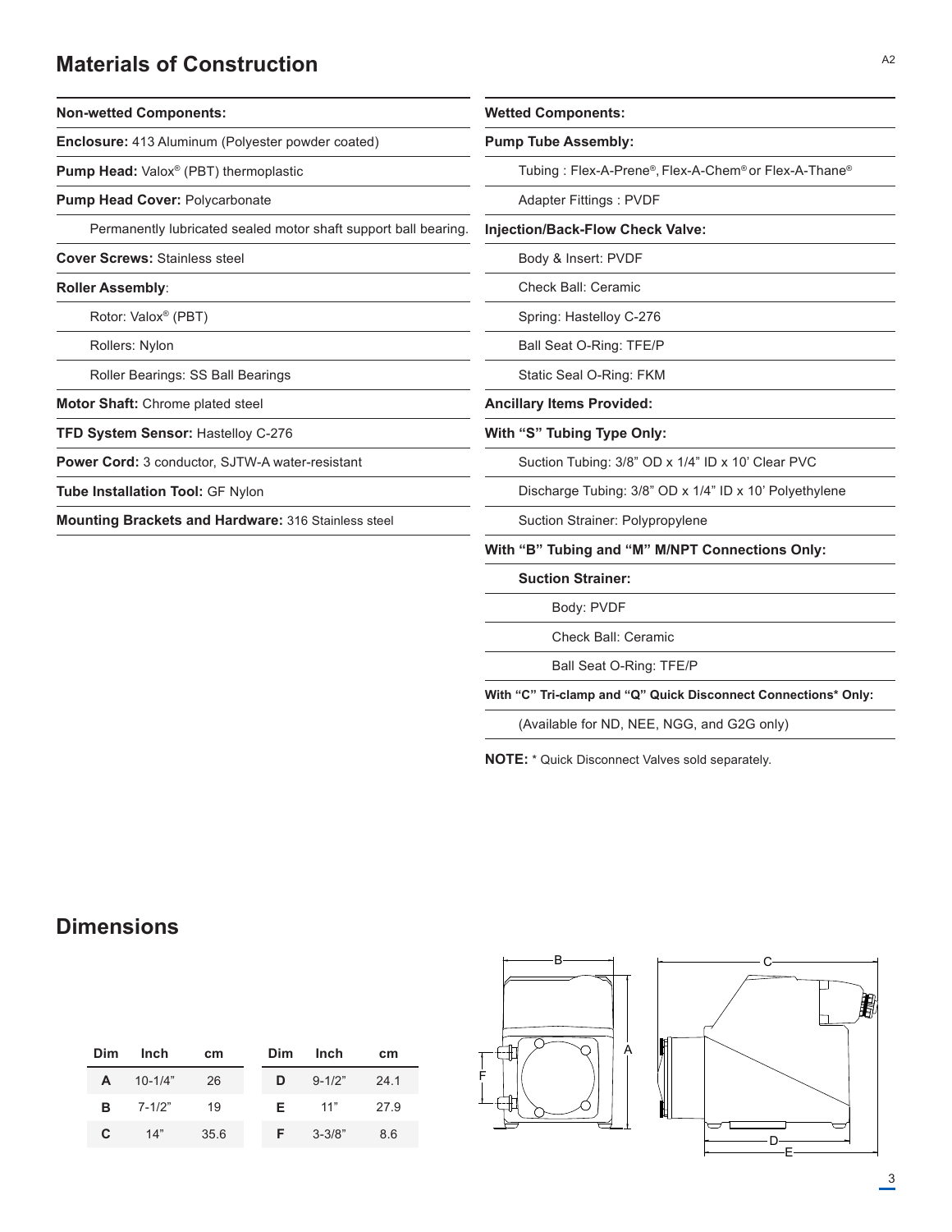## Materials of Construction

| Non-wetted Components: |
|---|
| **Enclosure:** 413 Aluminum (Polyester powder coated) |
| **Pump Head:** Valox® (PBT) thermoplastic |
| **Pump Head Cover:** Polycarbonate |
| Permanently lubricated sealed motor shaft support ball bearing. |
| **Cover Screws:** Stainless steel |
| **Roller Assembly**: |
| Rotor: Valox® (PBT) |
| Rollers: Nylon |
| Roller Bearings: SS Ball Bearings |
| **Motor Shaft:** Chrome plated steel |
| **TFD System Sensor:** Hastelloy C-276 |
| **Power Cord:** 3 conductor, SJTW-A water-resistant |
| **Tube Installation Tool:** GF Nylon |
| **Mounting Brackets and Hardware:** 316 Stainless steel |

| Wetted Components: |
|---|
| **Pump Tube Assembly:** |
| Tubing : Flex-A-Prene®, Flex-A-Chem® or Flex-A-Thane® |
| Adapter Fittings : PVDF |
| **Injection/Back-Flow Check Valve:** |
| Body & Insert: PVDF |
| Check Ball: Ceramic |
| Spring: Hastelloy C-276 |
| Ball Seat O-Ring: TFE/P |
| Static Seal O-Ring: FKM |
| **Ancillary Items Provided:** |
| **With "S" Tubing Type Only:** |
| Suction Tubing: 3/8" OD x 1/4" ID x 10' Clear PVC |
| Discharge Tubing: 3/8" OD x 1/4" ID x 10' Polyethylene |
| Suction Strainer: Polypropylene |
| **With "B" Tubing and "M" M/NPT Connections Only:** |
| **Suction Strainer:** |
| Body: PVDF |
| Check Ball: Ceramic |
| Ball Seat O-Ring: TFE/P |
| **With "C" Tri-clamp and "Q" Quick Disconnect Connections* Only:** |
| (Available for ND, NEE, NGG, and G2G only) |

**NOTE:** * Quick Disconnect Valves sold separately.

## Dimensions

| Dim | Inch | cm |
|---|---|---|
| **A** | 10-1/4" | 26 |
| **B** | 7-1/2" | 19 |
| **C** | 14" | 35.6 |

| Dim | Inch | cm |
|---|---|---|
| **D** | 9-1/2" | 24.1 |
| **E** | 11" | 27.9 |
| **F** | 3-3/8" | 8.6 |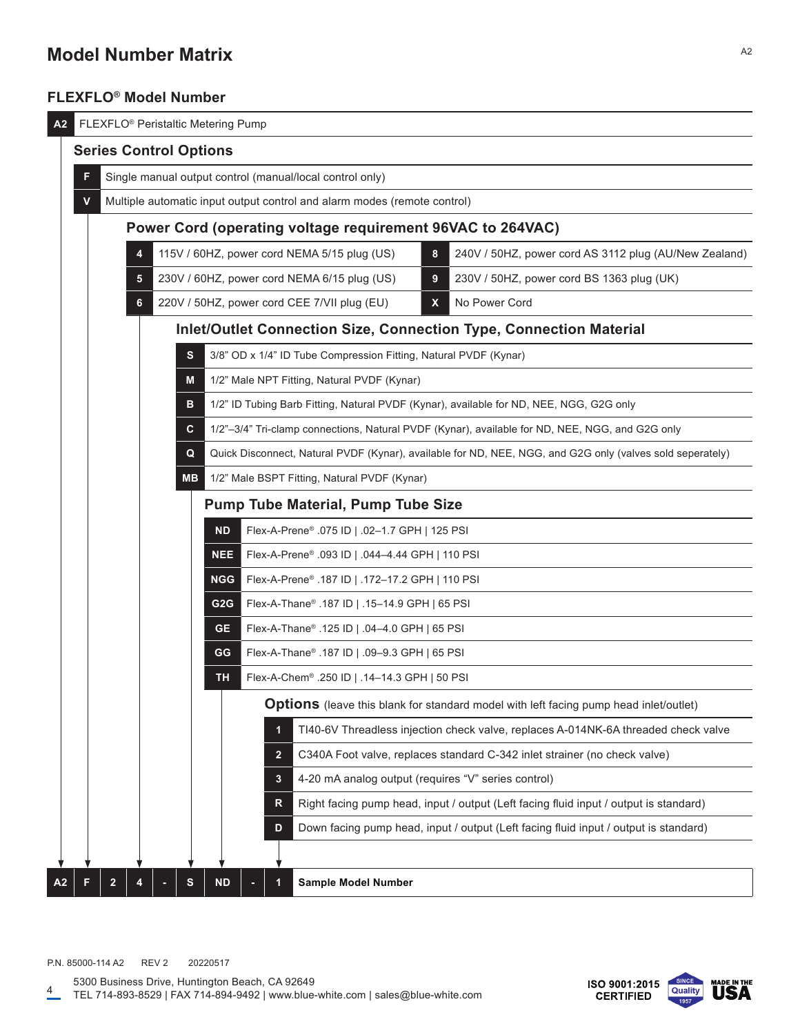# Model Number Matrix

## FLEXFLO® Model Number

| | |
|---|---|
| **A2** | FLEXFLO® Peristaltic Metering Pump |

### Series Control Options

| | |
|---|---|
| **F** | Single manual output control (manual/local control only) |
| **V** | Multiple automatic input output control and alarm modes (remote control) |

### Power Cord (operating voltage requirement 96VAC to 264VAC)

| | | | |
|---|---|---|---|
| **4** | 115V / 60HZ, power cord NEMA 5/15 plug (US) | **8** | 240V / 50HZ, power cord AS 3112 plug (AU/New Zealand) |
| **5** | 230V / 60HZ, power cord NEMA 6/15 plug (US) | **9** | 230V / 50HZ, power cord BS 1363 plug (UK) |
| **6** | 220V / 50HZ, power cord CEE 7/VII plug (EU) | **X** | No Power Cord |

### Inlet/Outlet Connection Size, Connection Type, Connection Material

| | |
|---|---|
| **S** | 3/8" OD x 1/4" ID Tube Compression Fitting, Natural PVDF (Kynar) |
| **M** | 1/2" Male NPT Fitting, Natural PVDF (Kynar) |
| **B** | 1/2" ID Tubing Barb Fitting, Natural PVDF (Kynar), available for ND, NEE, NGG, G2G only |
| **C** | 1/2"–3/4" Tri-clamp connections, Natural PVDF (Kynar), available for ND, NEE, NGG, and G2G only |
| **Q** | Quick Disconnect, Natural PVDF (Kynar), available for ND, NEE, NGG, and G2G only (valves sold seperately) |
| **MB** | 1/2" Male BSPT Fitting, Natural PVDF (Kynar) |

### Pump Tube Material, Pump Tube Size

| | |
|---|---|
| **ND** | Flex-A-Prene® .075 ID \| .02–1.7 GPH \| 125 PSI |
| **NEE** | Flex-A-Prene® .093 ID \| .044–4.44 GPH \| 110 PSI |
| **NGG** | Flex-A-Prene® .187 ID \| .172–17.2 GPH \| 110 PSI |
| **G2G** | Flex-A-Thane® .187 ID \| .15–14.9 GPH \| 65 PSI |
| **GE** | Flex-A-Thane® .125 ID \| .04–4.0 GPH \| 65 PSI |
| **GG** | Flex-A-Thane® .187 ID \| .09–9.3 GPH \| 65 PSI |
| **TH** | Flex-A-Chem® .250 ID \| .14–14.3 GPH \| 50 PSI |

### Options (leave this blank for standard model with left facing pump head inlet/outlet)

| | |
|---|---|
| **1** | TI40-6V Threadless injection check valve, replaces A-014NK-6A threaded check valve |
| **2** | C340A Foot valve, replaces standard C-342 inlet strainer (no check valve) |
| **3** | 4-20 mA analog output (requires "V" series control) |
| **R** | Right facing pump head, input / output (Left facing fluid input / output is standard) |
| **D** | Down facing pump head, input / output (Left facing fluid input / output is standard) |

| | | | | | | | | | |
|---|---|---|---|---|---|---|---|---|---|
| A2 | F | 2 | 4 | - | S | ND | - | 1 | **Sample Model Number** |

P.N. 85000-114 A2 REV 2 20220517

5300 Business Drive, Huntington Beach, CA 92649
TEL 714-893-8529 | FAX 714-894-9492 | www.blue-white.com | sales@blue-white.com

ISO 9001:2015 CERTIFIED